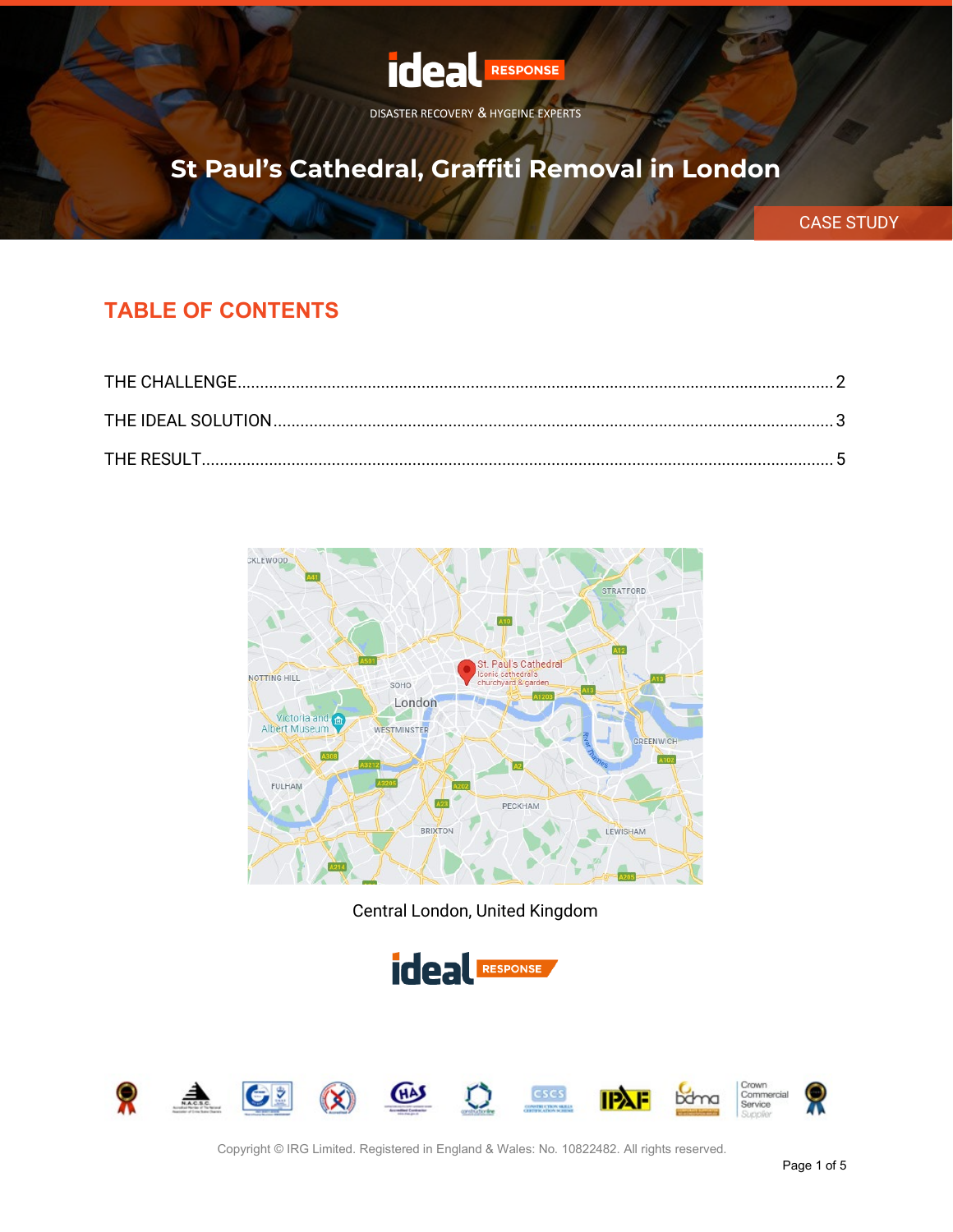DISASTER RECOVERY & HYGEINE EXPERTS

# St Paul's Cathedral, Graffiti Removal in London

CASE STUDY

## TABLE OF CONTENTS

THE CHALLENGE.......................................................................................................................... 2

THE IDEAL SOLUTION................................................................................................................ 3

THE RESULT................................................................................................................................ 5

Central London, United Kingdom

Copyright © IRG Limited. Registered in England & Wales: No. 10822482. All rights reserved.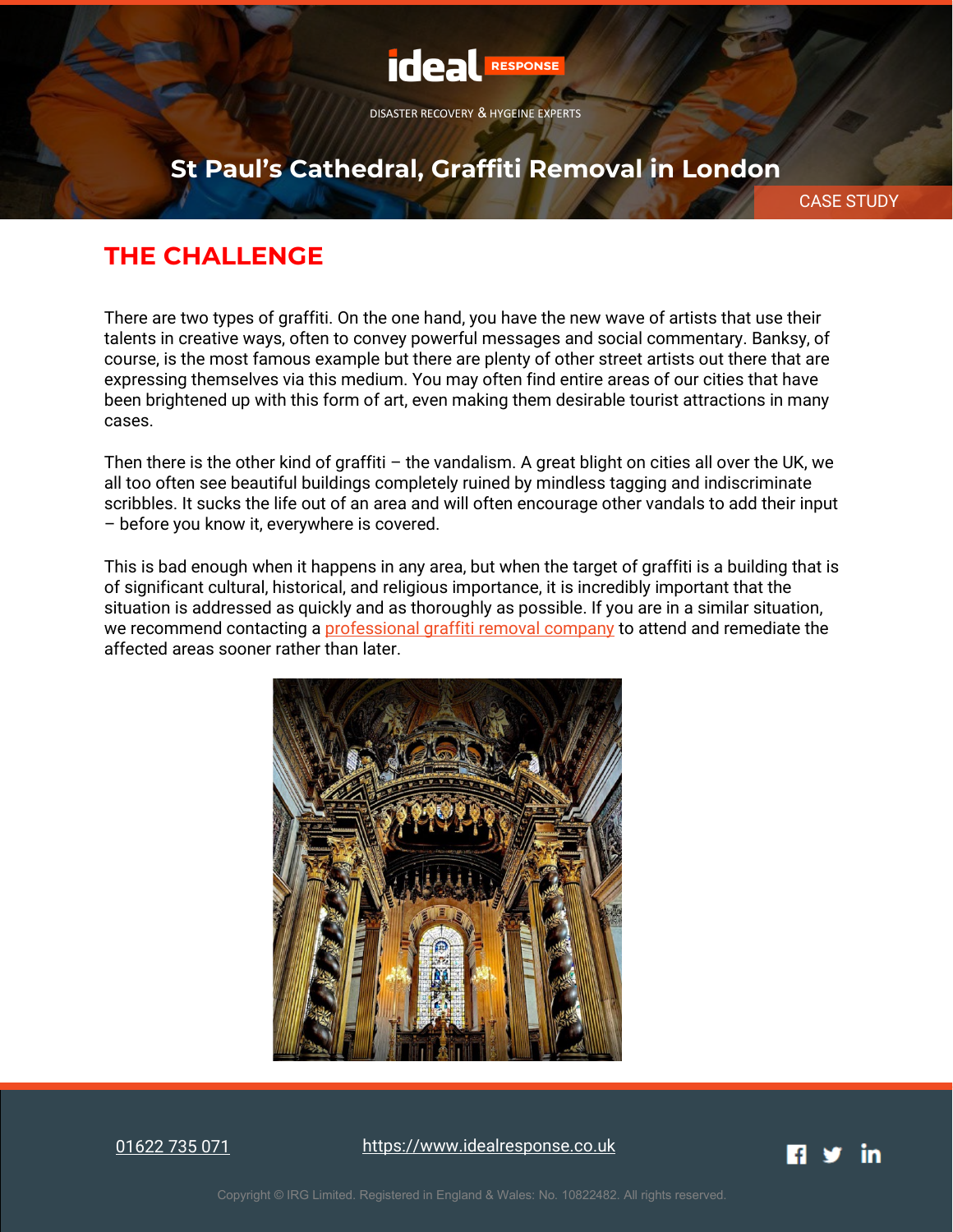# St Paul's Cathedral, Graffiti Removal in London

## THE CHALLENGE

There are two types of graffiti. On the one hand, you have the new wave of artists that use their talents in creative ways, often to convey powerful messages and social commentary. Banksy, of course, is the most famous example but there are plenty of other street artists out there that are expressing themselves via this medium. You may often find entire areas of our cities that have been brightened up with this form of art, even making them desirable tourist attractions in many cases.

Then there is the other kind of graffiti – the vandalism. A great blight on cities all over the UK, we all too often see beautiful buildings completely ruined by mindless tagging and indiscriminate scribbles. It sucks the life out of an area and will often encourage other vandals to add their input – before you know it, everywhere is covered.

This is bad enough when it happens in any area, but when the target of graffiti is a building that is of significant cultural, historical, and religious importance, it is incredibly important that the situation is addressed as quickly and as thoroughly as possible. If you are in a similar situation, we recommend contacting a professional graffiti removal company to attend and remediate the affected areas sooner rather than later.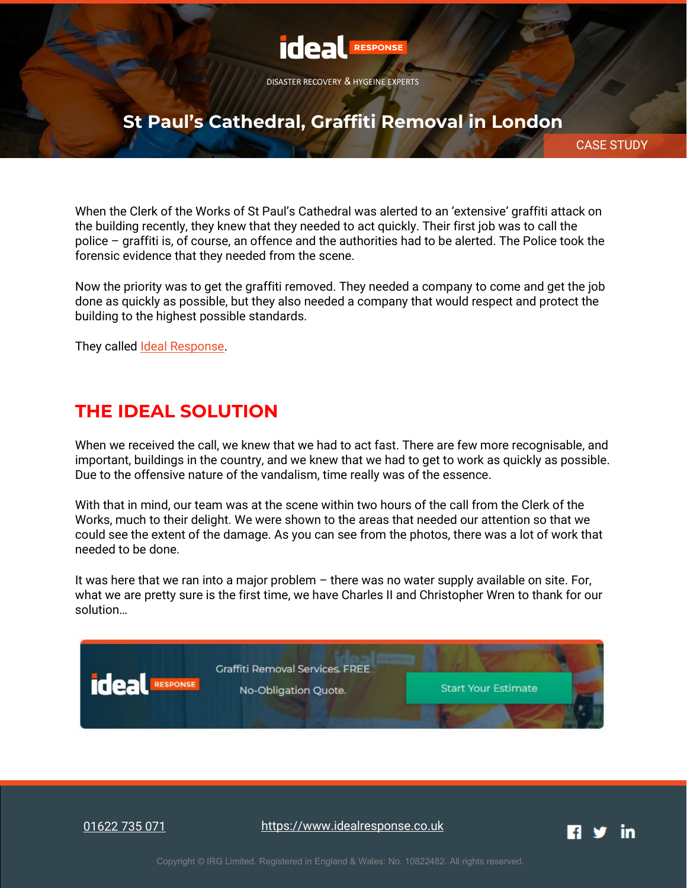When the Clerk of the Works of St Paul's Cathedral was alerted to an 'extensive' graffiti attack on the building recently, they knew that they needed to act quickly. Their first job was to call the police – graffiti is, of course, an offence and the authorities had to be alerted. The Police took the forensic evidence that they needed from the scene.

Now the priority was to get the graffiti removed. They needed a company to come and get the job done as quickly as possible, but they also needed a company that would respect and protect the building to the highest possible standards.

They called Ideal Response.

## THE IDEAL SOLUTION

When we received the call, we knew that we had to act fast. There are few more recognisable, and important, buildings in the country, and we knew that we had to get to work as quickly as possible. Due to the offensive nature of the vandalism, time really was of the essence.

With that in mind, our team was at the scene within two hours of the call from the Clerk of the Works, much to their delight. We were shown to the areas that needed our attention so that we could see the extent of the damage. As you can see from the photos, there was a lot of work that needed to be done.

It was here that we ran into a major problem – there was no water supply available on site. For, what we are pretty sure is the first time, we have Charles II and Christopher Wren to thank for our solution…

Graffiti Removal Services. FREE No-Obligation Quote.

Start Your Estimate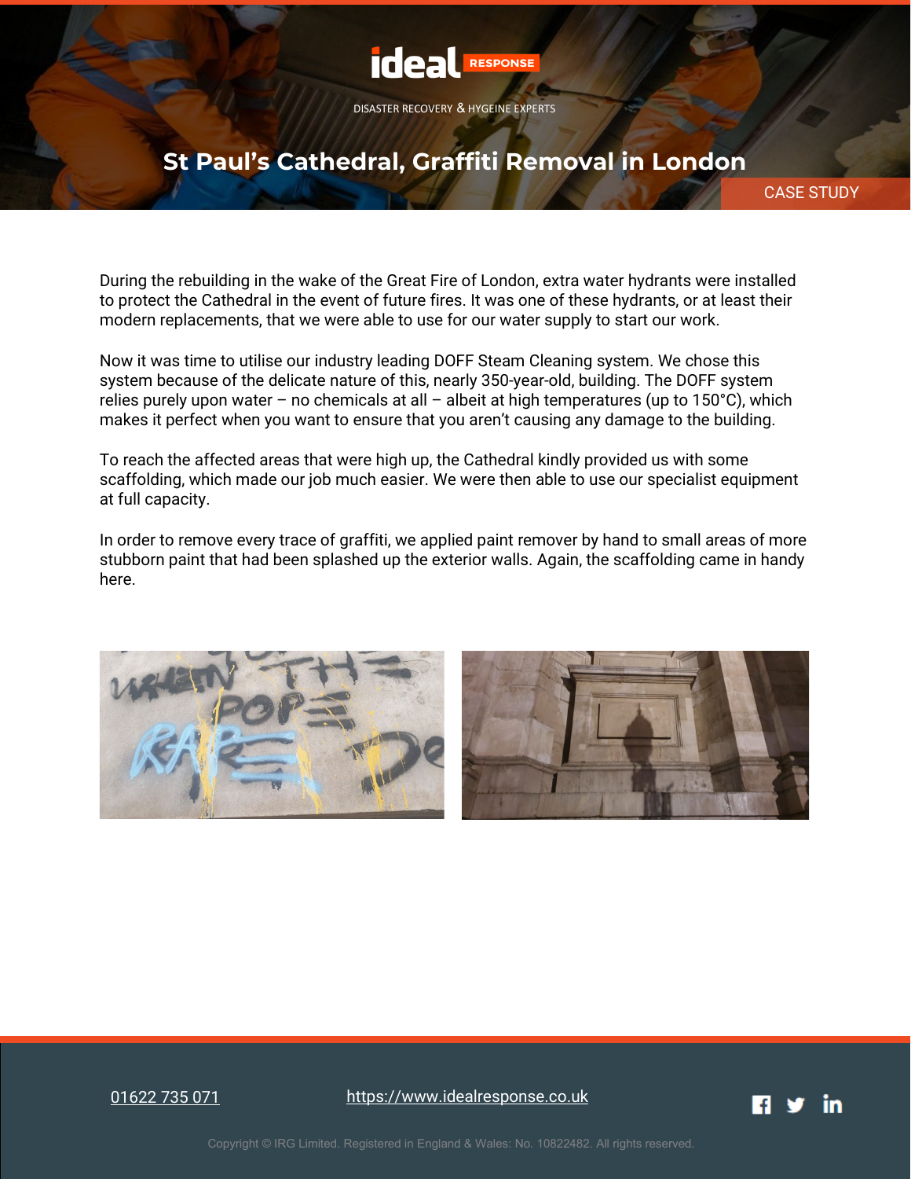# St Paul's Cathedral, Graffiti Removal in London

During the rebuilding in the wake of the Great Fire of London, extra water hydrants were installed to protect the Cathedral in the event of future fires. It was one of these hydrants, or at least their modern replacements, that we were able to use for our water supply to start our work.

Now it was time to utilise our industry leading DOFF Steam Cleaning system. We chose this system because of the delicate nature of this, nearly 350-year-old, building. The DOFF system relies purely upon water – no chemicals at all – albeit at high temperatures (up to 150°C), which makes it perfect when you want to ensure that you aren't causing any damage to the building.

To reach the affected areas that were high up, the Cathedral kindly provided us with some scaffolding, which made our job much easier. We were then able to use our specialist equipment at full capacity.

In order to remove every trace of graffiti, we applied paint remover by hand to small areas of more stubborn paint that had been splashed up the exterior walls. Again, the scaffolding came in handy here.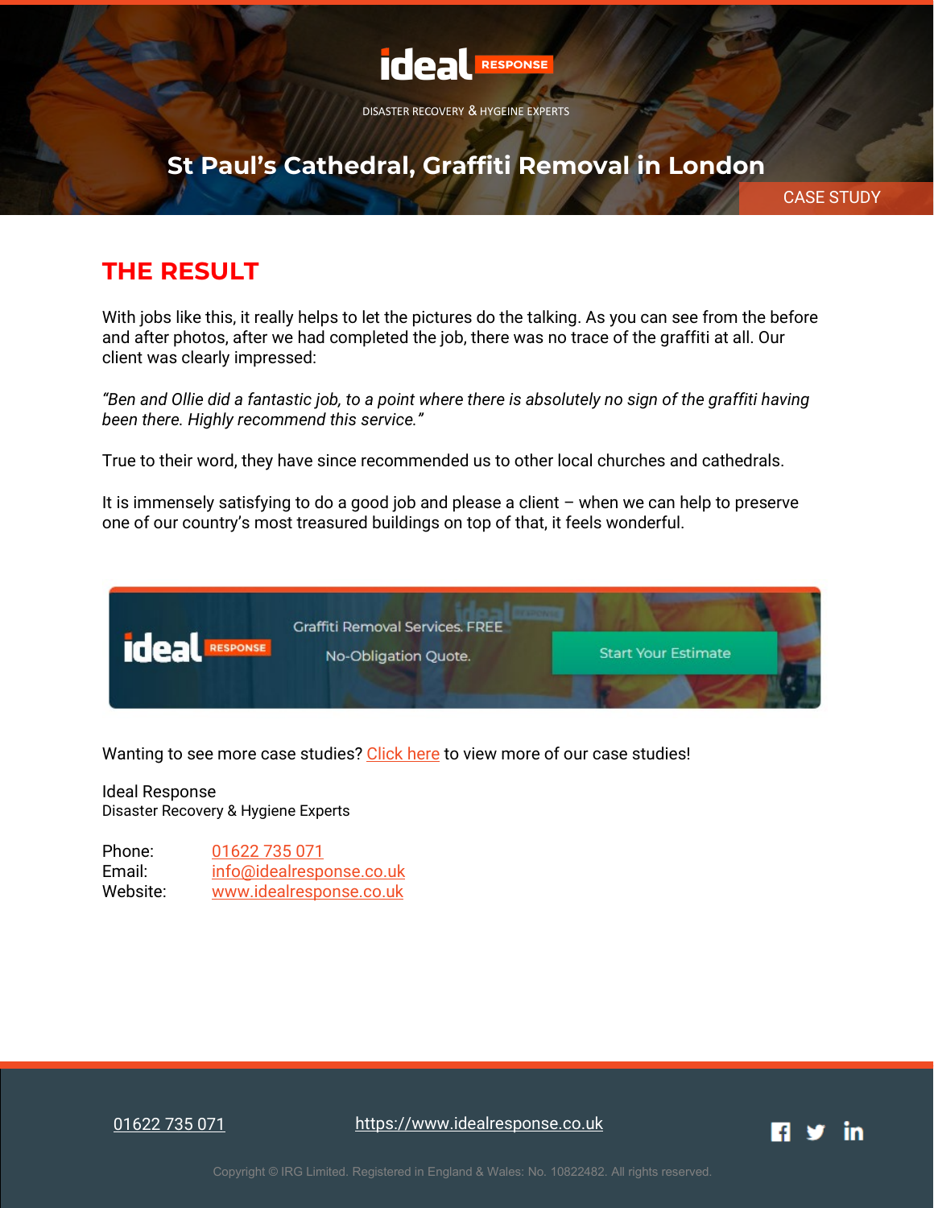## THE RESULT

With jobs like this, it really helps to let the pictures do the talking. As you can see from the before and after photos, after we had completed the job, there was no trace of the graffiti at all. Our client was clearly impressed:

*"Ben and Ollie did a fantastic job, to a point where there is absolutely no sign of the graffiti having been there. Highly recommend this service."*

True to their word, they have since recommended us to other local churches and cathedrals.

It is immensely satisfying to do a good job and please a client – when we can help to preserve one of our country's most treasured buildings on top of that, it feels wonderful.

Graffiti Removal Services. FREE No-Obligation Quote.

Start Your Estimate

Wanting to see more case studies? Click here to view more of our case studies!

Ideal Response
Disaster Recovery & Hygiene Experts

Phone: 01622 735 071
Email: info@idealresponse.co.uk
Website: www.idealresponse.co.uk

01622 735 071 https://www.idealresponse.co.uk

Copyright © IRG Limited. Registered in England & Wales: No. 10822482. All rights reserved.